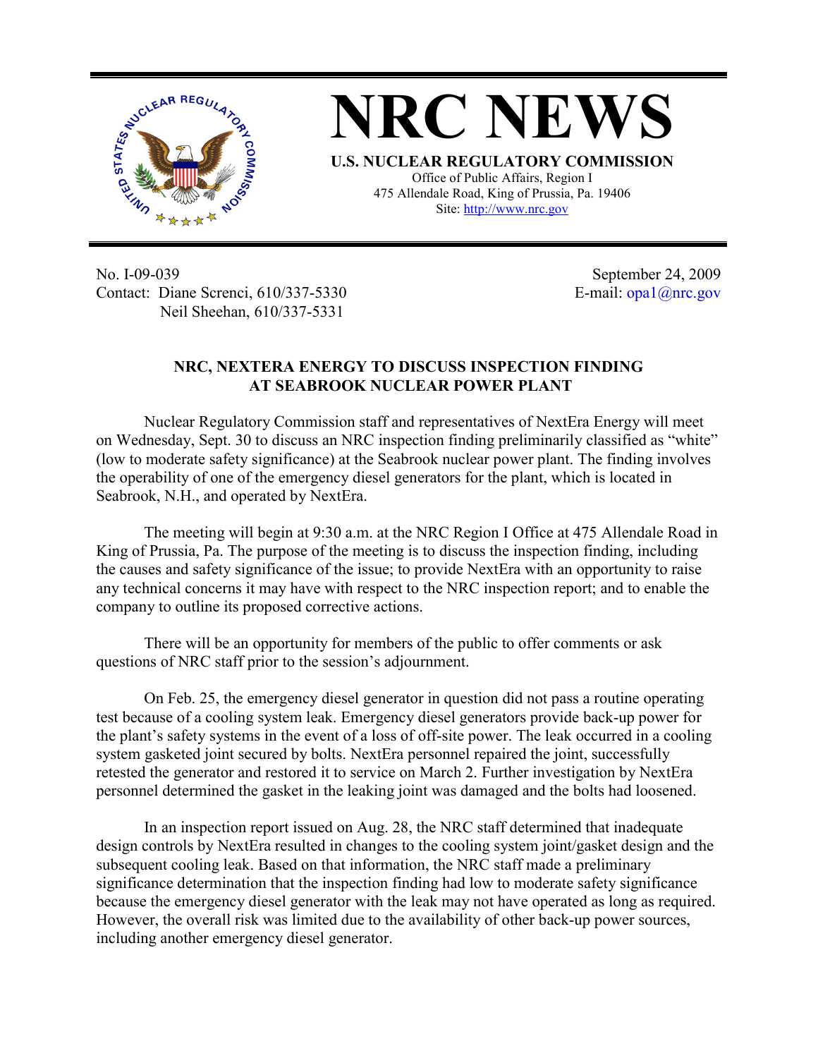# NRC NEWS

**U.S. NUCLEAR REGULATORY COMMISSION**

Office of Public Affairs, Region I
475 Allendale Road, King of Prussia, Pa. 19406
Site: http://www.nrc.gov

No. I-09-039
Contact: Diane Screnci, 610/337-5330
Neil Sheehan, 610/337-5331

September 24, 2009
E-mail: opa1@nrc.gov

## NRC, NEXTERA ENERGY TO DISCUSS INSPECTION FINDING AT SEABROOK NUCLEAR POWER PLANT

Nuclear Regulatory Commission staff and representatives of NextEra Energy will meet on Wednesday, Sept. 30 to discuss an NRC inspection finding preliminarily classified as "white" (low to moderate safety significance) at the Seabrook nuclear power plant. The finding involves the operability of one of the emergency diesel generators for the plant, which is located in Seabrook, N.H., and operated by NextEra.

The meeting will begin at 9:30 a.m. at the NRC Region I Office at 475 Allendale Road in King of Prussia, Pa. The purpose of the meeting is to discuss the inspection finding, including the causes and safety significance of the issue; to provide NextEra with an opportunity to raise any technical concerns it may have with respect to the NRC inspection report; and to enable the company to outline its proposed corrective actions.

There will be an opportunity for members of the public to offer comments or ask questions of NRC staff prior to the session's adjournment.

On Feb. 25, the emergency diesel generator in question did not pass a routine operating test because of a cooling system leak. Emergency diesel generators provide back-up power for the plant's safety systems in the event of a loss of off-site power. The leak occurred in a cooling system gasketed joint secured by bolts. NextEra personnel repaired the joint, successfully retested the generator and restored it to service on March 2. Further investigation by NextEra personnel determined the gasket in the leaking joint was damaged and the bolts had loosened.

In an inspection report issued on Aug. 28, the NRC staff determined that inadequate design controls by NextEra resulted in changes to the cooling system joint/gasket design and the subsequent cooling leak. Based on that information, the NRC staff made a preliminary significance determination that the inspection finding had low to moderate safety significance because the emergency diesel generator with the leak may not have operated as long as required. However, the overall risk was limited due to the availability of other back-up power sources, including another emergency diesel generator.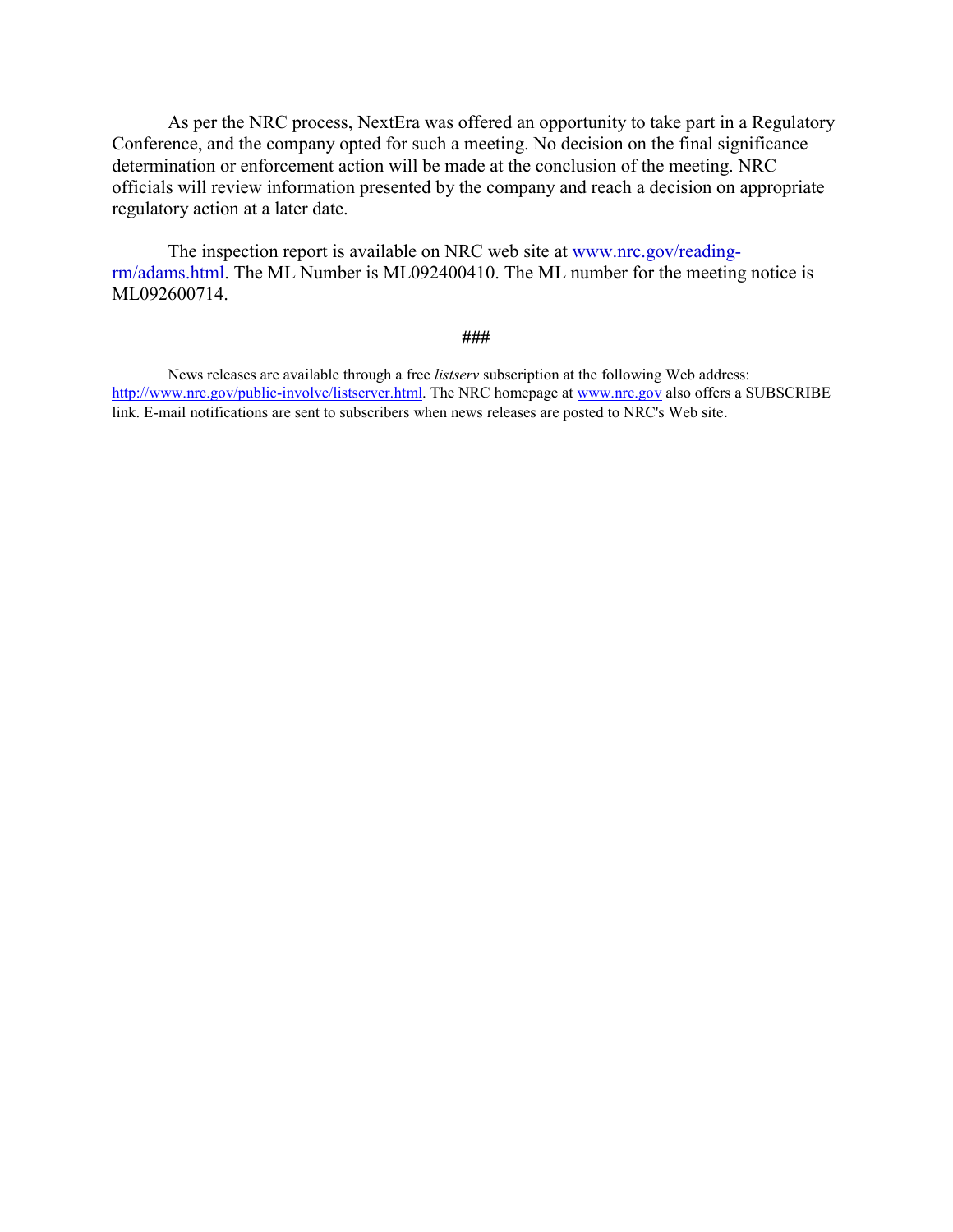As per the NRC process, NextEra was offered an opportunity to take part in a Regulatory Conference, and the company opted for such a meeting. No decision on the final significance determination or enforcement action will be made at the conclusion of the meeting. NRC officials will review information presented by the company and reach a decision on appropriate regulatory action at a later date.

The inspection report is available on NRC web site at www.nrc.gov/reading-rm/adams.html. The ML Number is ML092400410. The ML number for the meeting notice is ML092600714.

###

News releases are available through a free *listserv* subscription at the following Web address: http://www.nrc.gov/public-involve/listserver.html. The NRC homepage at www.nrc.gov also offers a SUBSCRIBE link. E-mail notifications are sent to subscribers when news releases are posted to NRC's Web site.